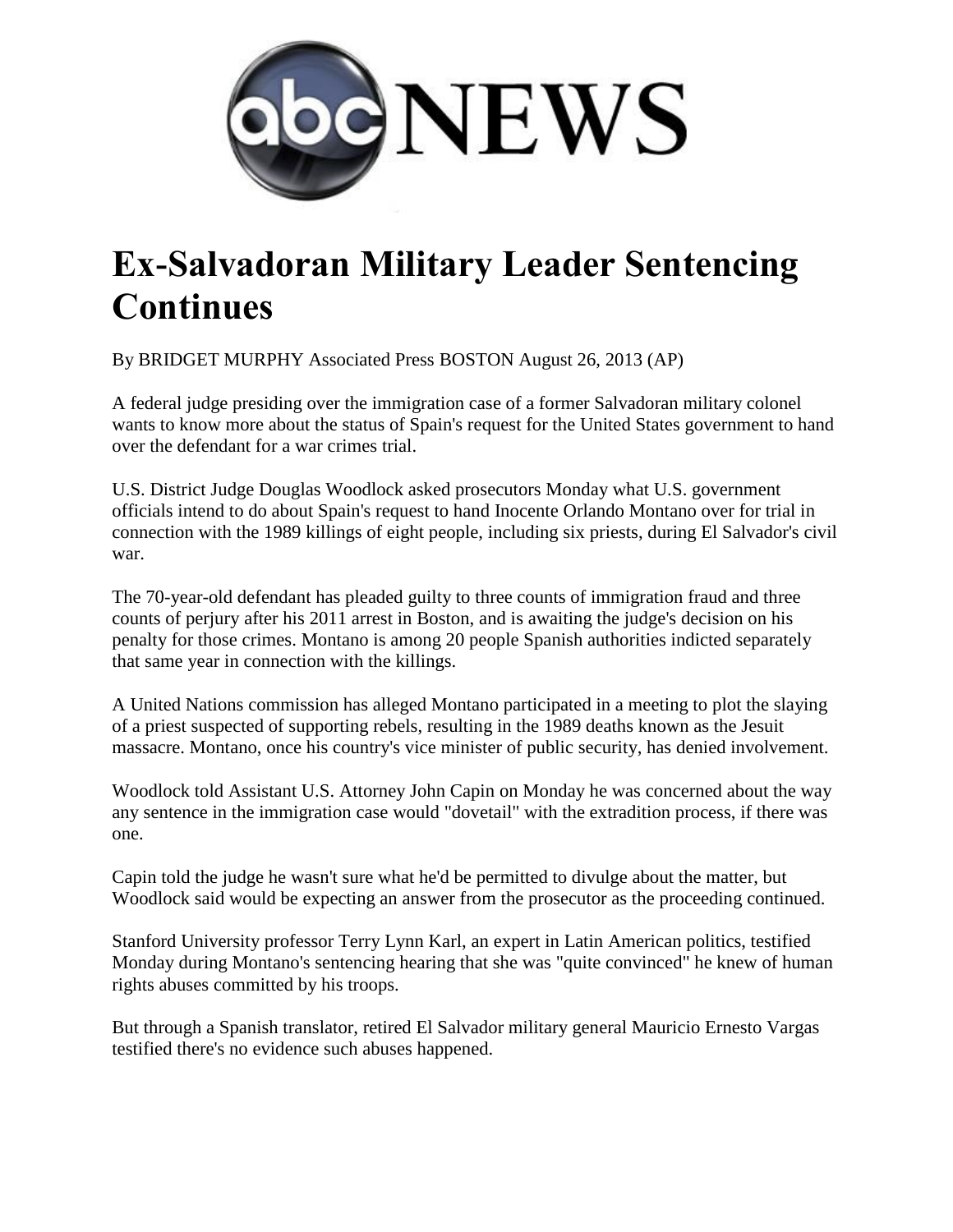# Ex-Salvadoran Military Leader Sentencing Continues

By BRIDGET MURPHY Associated Press BOSTON August 26, 2013 (AP)

A federal judge presiding over the immigration case of a former Salvadoran military colonel wants to know more about the status of Spain's request for the United States government to hand over the defendant for a war crimes trial.

U.S. District Judge Douglas Woodlock asked prosecutors Monday what U.S. government officials intend to do about Spain's request to hand Inocente Orlando Montano over for trial in connection with the 1989 killings of eight people, including six priests, during El Salvador's civil war.

The 70-year-old defendant has pleaded guilty to three counts of immigration fraud and three counts of perjury after his 2011 arrest in Boston, and is awaiting the judge's decision on his penalty for those crimes. Montano is among 20 people Spanish authorities indicted separately that same year in connection with the killings.

A United Nations commission has alleged Montano participated in a meeting to plot the slaying of a priest suspected of supporting rebels, resulting in the 1989 deaths known as the Jesuit massacre. Montano, once his country's vice minister of public security, has denied involvement.

Woodlock told Assistant U.S. Attorney John Capin on Monday he was concerned about the way any sentence in the immigration case would "dovetail" with the extradition process, if there was one.

Capin told the judge he wasn't sure what he'd be permitted to divulge about the matter, but Woodlock said would be expecting an answer from the prosecutor as the proceeding continued.

Stanford University professor Terry Lynn Karl, an expert in Latin American politics, testified Monday during Montano's sentencing hearing that she was "quite convinced" he knew of human rights abuses committed by his troops.

But through a Spanish translator, retired El Salvador military general Mauricio Ernesto Vargas testified there's no evidence such abuses happened.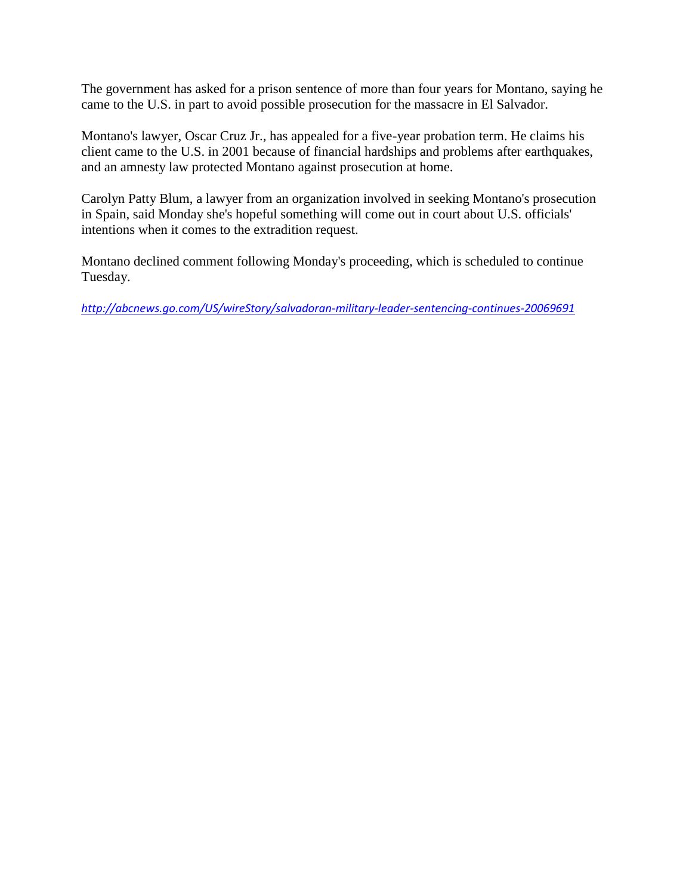The government has asked for a prison sentence of more than four years for Montano, saying he came to the U.S. in part to avoid possible prosecution for the massacre in El Salvador.

Montano's lawyer, Oscar Cruz Jr., has appealed for a five-year probation term. He claims his client came to the U.S. in 2001 because of financial hardships and problems after earthquakes, and an amnesty law protected Montano against prosecution at home.

Carolyn Patty Blum, a lawyer from an organization involved in seeking Montano's prosecution in Spain, said Monday she's hopeful something will come out in court about U.S. officials' intentions when it comes to the extradition request.

Montano declined comment following Monday's proceeding, which is scheduled to continue Tuesday.

*http://abcnews.go.com/US/wireStory/salvadoran-military-leader-sentencing-continues-20069691*